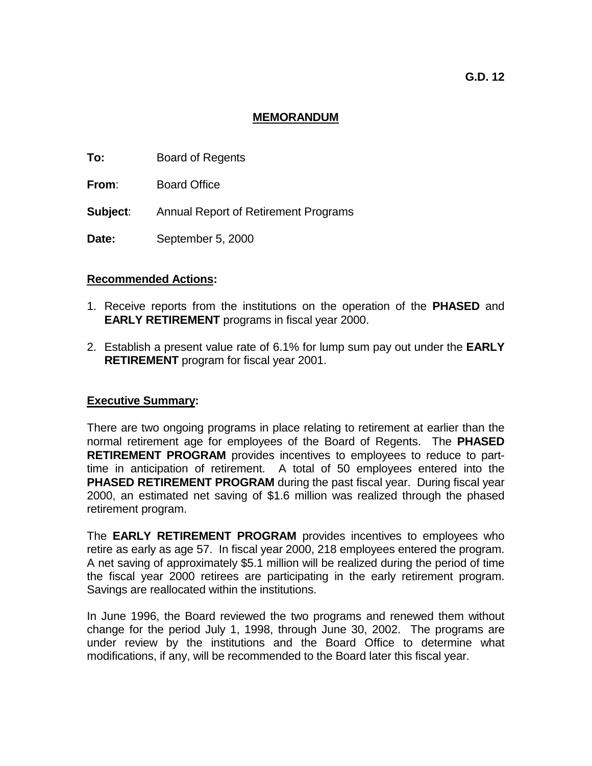**G.D. 12**

# MEMORANDUM

**To:** Board of Regents

**From:** Board Office

**Subject:** Annual Report of Retirement Programs

**Date:** September 5, 2000

## Recommended Actions:

1. Receive reports from the institutions on the operation of the **PHASED** and **EARLY RETIREMENT** programs in fiscal year 2000.

2. Establish a present value rate of 6.1% for lump sum pay out under the **EARLY RETIREMENT** program for fiscal year 2001.

## Executive Summary:

There are two ongoing programs in place relating to retirement at earlier than the normal retirement age for employees of the Board of Regents. The **PHASED RETIREMENT PROGRAM** provides incentives to employees to reduce to part-time in anticipation of retirement. A total of 50 employees entered into the **PHASED RETIREMENT PROGRAM** during the past fiscal year. During fiscal year 2000, an estimated net saving of $1.6 million was realized through the phased retirement program.

The **EARLY RETIREMENT PROGRAM** provides incentives to employees who retire as early as age 57. In fiscal year 2000, 218 employees entered the program. A net saving of approximately $5.1 million will be realized during the period of time the fiscal year 2000 retirees are participating in the early retirement program. Savings are reallocated within the institutions.

In June 1996, the Board reviewed the two programs and renewed them without change for the period July 1, 1998, through June 30, 2002. The programs are under review by the institutions and the Board Office to determine what modifications, if any, will be recommended to the Board later this fiscal year.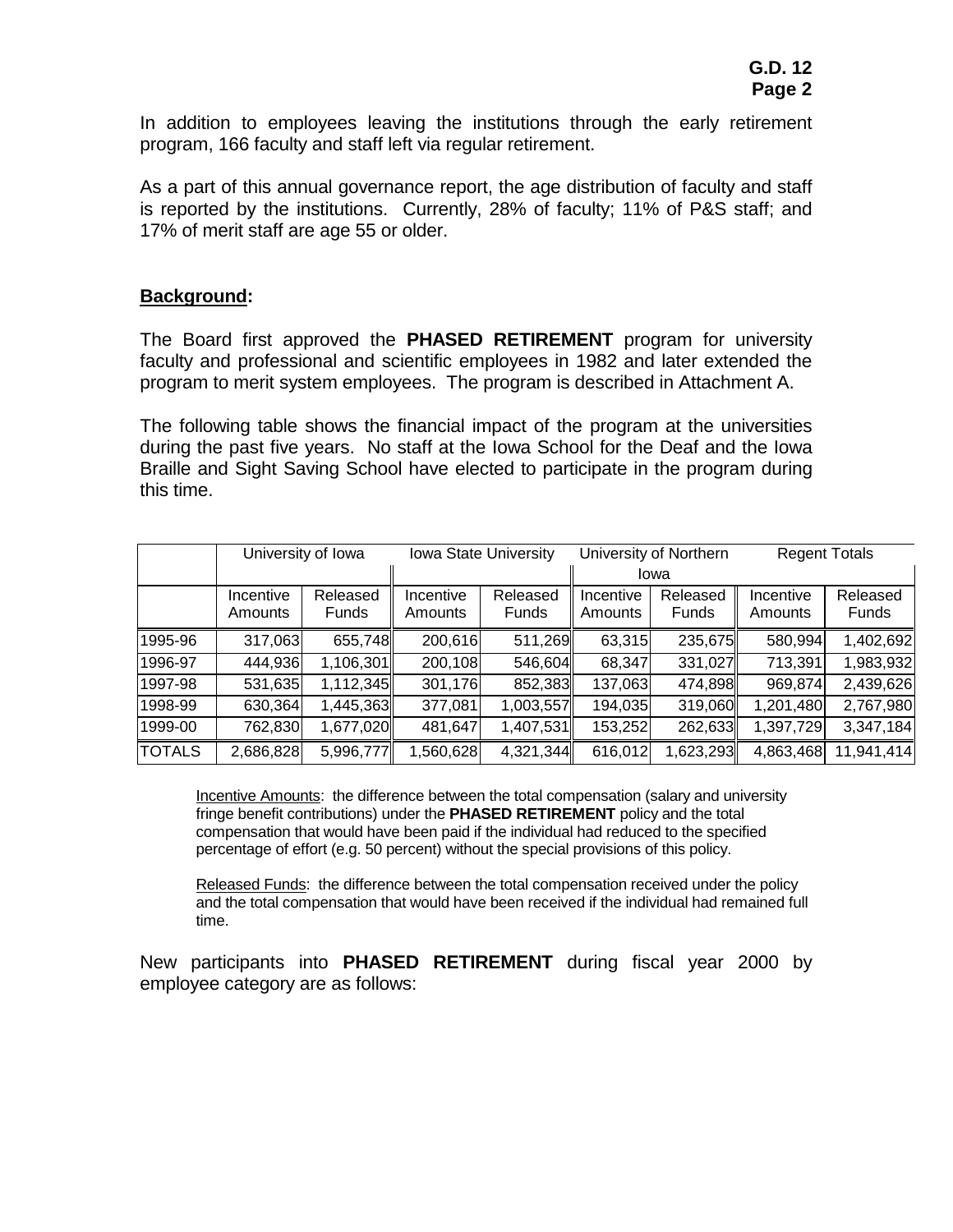In addition to employees leaving the institutions through the early retirement program, 166 faculty and staff left via regular retirement.

As a part of this annual governance report, the age distribution of faculty and staff is reported by the institutions. Currently, 28% of faculty; 11% of P&S staff; and 17% of merit staff are age 55 or older.

## **Background:**

The Board first approved the **PHASED RETIREMENT** program for university faculty and professional and scientific employees in 1982 and later extended the program to merit system employees. The program is described in Attachment A.

The following table shows the financial impact of the program at the universities during the past five years. No staff at the Iowa School for the Deaf and the Iowa Braille and Sight Saving School have elected to participate in the program during this time.

| | University of Iowa | | Iowa State University | | University of Northern Iowa | | Regent Totals | |
|---|---|---|---|---|---|---|---|---|
| | Incentive Amounts | Released Funds | Incentive Amounts | Released Funds | Incentive Amounts | Released Funds | Incentive Amounts | Released Funds |
| 1995-96 | 317,063 | 655,748 | 200,616 | 511,269 | 63,315 | 235,675 | 580,994 | 1,402,692 |
| 1996-97 | 444,936 | 1,106,301 | 200,108 | 546,604 | 68,347 | 331,027 | 713,391 | 1,983,932 |
| 1997-98 | 531,635 | 1,112,345 | 301,176 | 852,383 | 137,063 | 474,898 | 969,874 | 2,439,626 |
| 1998-99 | 630,364 | 1,445,363 | 377,081 | 1,003,557 | 194,035 | 319,060 | 1,201,480 | 2,767,980 |
| 1999-00 | 762,830 | 1,677,020 | 481,647 | 1,407,531 | 153,252 | 262,633 | 1,397,729 | 3,347,184 |
| TOTALS | 2,686,828 | 5,996,777 | 1,560,628 | 4,321,344 | 616,012 | 1,623,293 | 4,863,468 | 11,941,414 |

Incentive Amounts: the difference between the total compensation (salary and university fringe benefit contributions) under the **PHASED RETIREMENT** policy and the total compensation that would have been paid if the individual had reduced to the specified percentage of effort (e.g. 50 percent) without the special provisions of this policy.

Released Funds: the difference between the total compensation received under the policy and the total compensation that would have been received if the individual had remained full time.

New participants into **PHASED RETIREMENT** during fiscal year 2000 by employee category are as follows: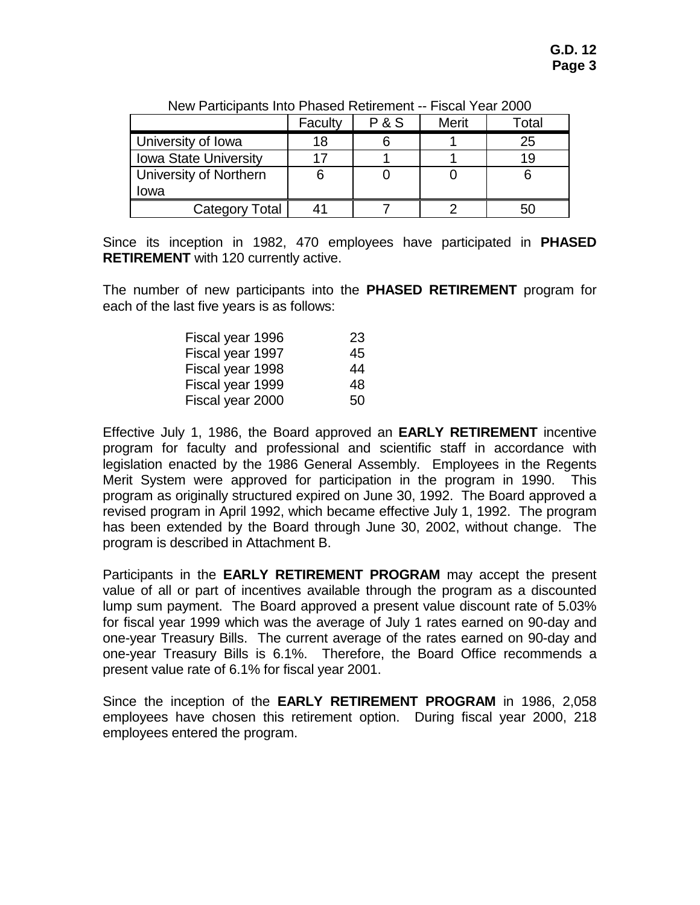New Participants Into Phased Retirement -- Fiscal Year 2000

| | Faculty | P & S | Merit | Total |
|---|---|---|---|---|
| University of Iowa | 18 | 6 | 1 | 25 |
| Iowa State University | 17 | 1 | 1 | 19 |
| University of Northern Iowa | 6 | 0 | 0 | 6 |
| Category Total | 41 | 7 | 2 | 50 |

Since its inception in 1982, 470 employees have participated in **PHASED RETIREMENT** with 120 currently active.

The number of new participants into the **PHASED RETIREMENT** program for each of the last five years is as follows:

| | |
|---|---|
| Fiscal year 1996 | 23 |
| Fiscal year 1997 | 45 |
| Fiscal year 1998 | 44 |
| Fiscal year 1999 | 48 |
| Fiscal year 2000 | 50 |

Effective July 1, 1986, the Board approved an **EARLY RETIREMENT** incentive program for faculty and professional and scientific staff in accordance with legislation enacted by the 1986 General Assembly. Employees in the Regents Merit System were approved for participation in the program in 1990. This program as originally structured expired on June 30, 1992. The Board approved a revised program in April 1992, which became effective July 1, 1992. The program has been extended by the Board through June 30, 2002, without change. The program is described in Attachment B.

Participants in the **EARLY RETIREMENT PROGRAM** may accept the present value of all or part of incentives available through the program as a discounted lump sum payment. The Board approved a present value discount rate of 5.03% for fiscal year 1999 which was the average of July 1 rates earned on 90-day and one-year Treasury Bills. The current average of the rates earned on 90-day and one-year Treasury Bills is 6.1%. Therefore, the Board Office recommends a present value rate of 6.1% for fiscal year 2001.

Since the inception of the **EARLY RETIREMENT PROGRAM** in 1986, 2,058 employees have chosen this retirement option. During fiscal year 2000, 218 employees entered the program.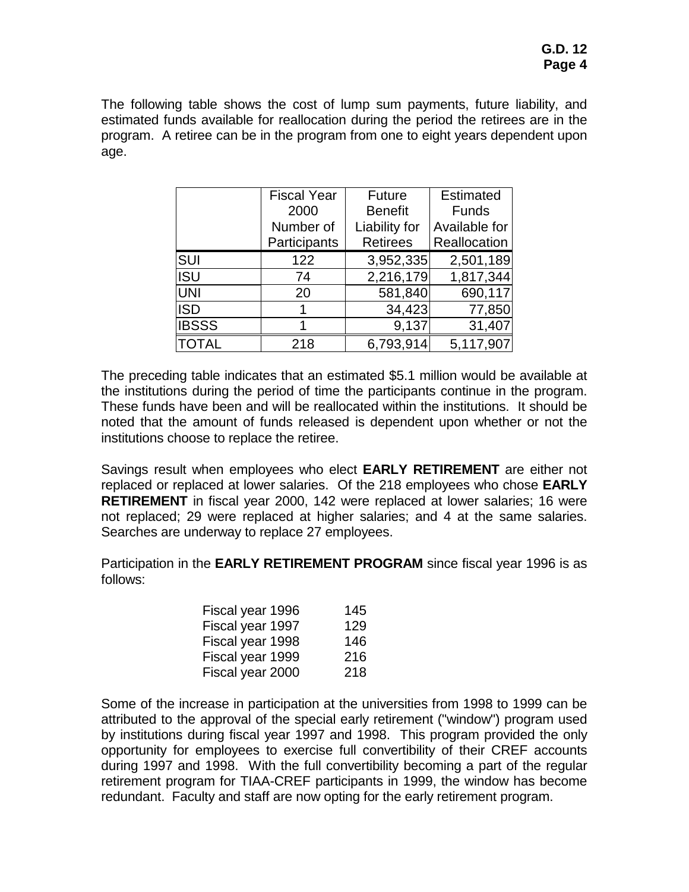The following table shows the cost of lump sum payments, future liability, and estimated funds available for reallocation during the period the retirees are in the program. A retiree can be in the program from one to eight years dependent upon age.

| | Fiscal Year 2000 Number of Participants | Future Benefit Liability for Retirees | Estimated Funds Available for Reallocation |
|---|---|---|---|
| SUI | 122 | 3,952,335 | 2,501,189 |
| ISU | 74 | 2,216,179 | 1,817,344 |
| UNI | 20 | 581,840 | 690,117 |
| ISD | 1 | 34,423 | 77,850 |
| IBSSS | 1 | 9,137 | 31,407 |
| TOTAL | 218 | 6,793,914 | 5,117,907 |

The preceding table indicates that an estimated $5.1 million would be available at the institutions during the period of time the participants continue in the program. These funds have been and will be reallocated within the institutions. It should be noted that the amount of funds released is dependent upon whether or not the institutions choose to replace the retiree.

Savings result when employees who elect **EARLY RETIREMENT** are either not replaced or replaced at lower salaries. Of the 218 employees who chose **EARLY RETIREMENT** in fiscal year 2000, 142 were replaced at lower salaries; 16 were not replaced; 29 were replaced at higher salaries; and 4 at the same salaries. Searches are underway to replace 27 employees.

Participation in the **EARLY RETIREMENT PROGRAM** since fiscal year 1996 is as follows:

| | |
|---|---|
| Fiscal year 1996 | 145 |
| Fiscal year 1997 | 129 |
| Fiscal year 1998 | 146 |
| Fiscal year 1999 | 216 |
| Fiscal year 2000 | 218 |

Some of the increase in participation at the universities from 1998 to 1999 can be attributed to the approval of the special early retirement ("window") program used by institutions during fiscal year 1997 and 1998. This program provided the only opportunity for employees to exercise full convertibility of their CREF accounts during 1997 and 1998. With the full convertibility becoming a part of the regular retirement program for TIAA-CREF participants in 1999, the window has become redundant. Faculty and staff are now opting for the early retirement program.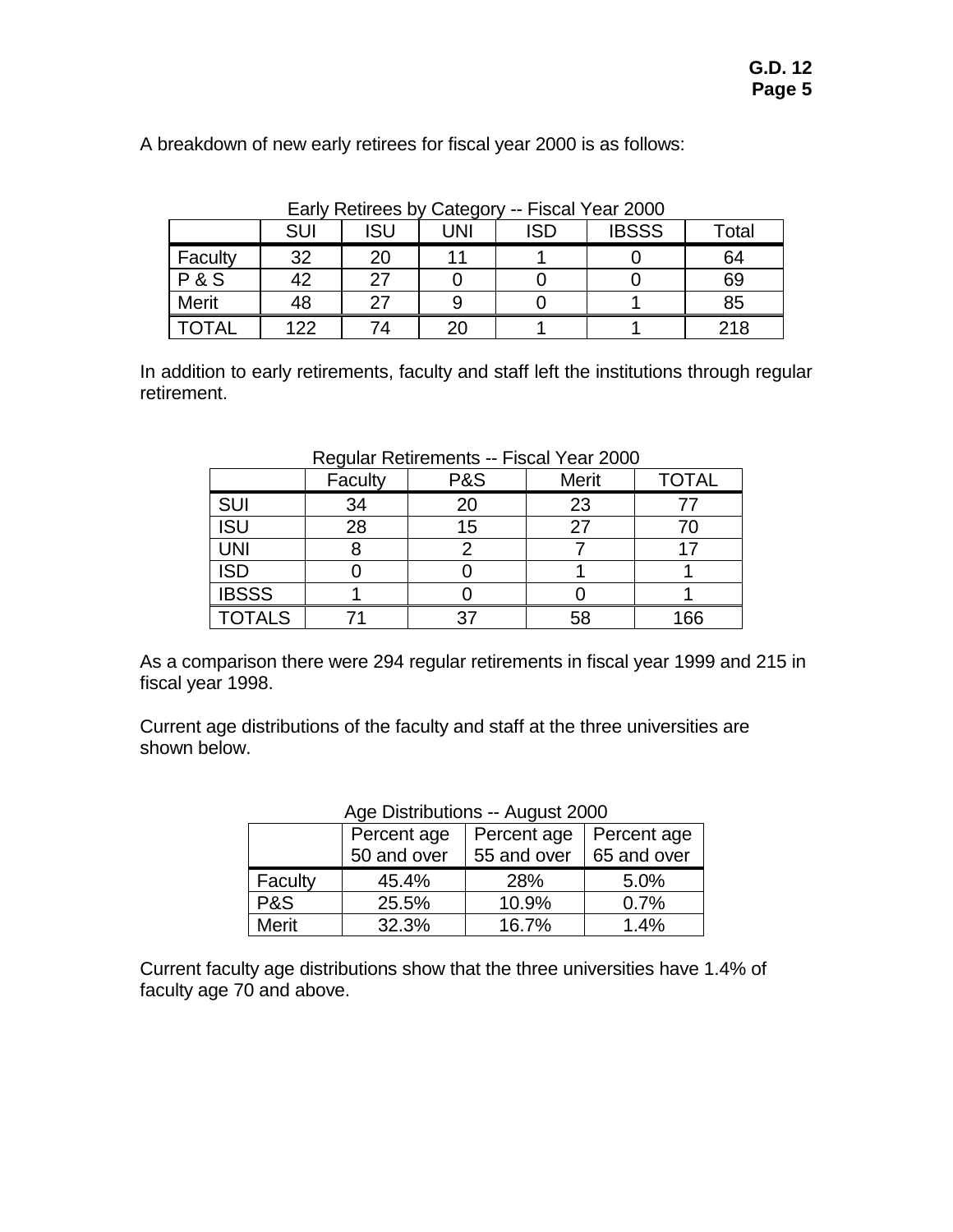A breakdown of new early retirees for fiscal year 2000 is as follows:

Early Retirees by Category -- Fiscal Year 2000

| | SUI | ISU | UNI | ISD | IBSSS | Total |
|---|---|---|---|---|---|---|
| Faculty | 32 | 20 | 11 | 1 | 0 | 64 |
| P & S | 42 | 27 | 0 | 0 | 0 | 69 |
| Merit | 48 | 27 | 9 | 0 | 1 | 85 |
| TOTAL | 122 | 74 | 20 | 1 | 1 | 218 |

In addition to early retirements, faculty and staff left the institutions through regular retirement.

Regular Retirements -- Fiscal Year 2000

| | Faculty | P&S | Merit | TOTAL |
|---|---|---|---|---|
| SUI | 34 | 20 | 23 | 77 |
| ISU | 28 | 15 | 27 | 70 |
| UNI | 8 | 2 | 7 | 17 |
| ISD | 0 | 0 | 1 | 1 |
| IBSSS | 1 | 0 | 0 | 1 |
| TOTALS | 71 | 37 | 58 | 166 |

As a comparison there were 294 regular retirements in fiscal year 1999 and 215 in fiscal year 1998.

Current age distributions of the faculty and staff at the three universities are shown below.

Age Distributions -- August 2000

| | Percent age 50 and over | Percent age 55 and over | Percent age 65 and over |
|---|---|---|---|
| Faculty | 45.4% | 28% | 5.0% |
| P&S | 25.5% | 10.9% | 0.7% |
| Merit | 32.3% | 16.7% | 1.4% |

Current faculty age distributions show that the three universities have 1.4% of faculty age 70 and above.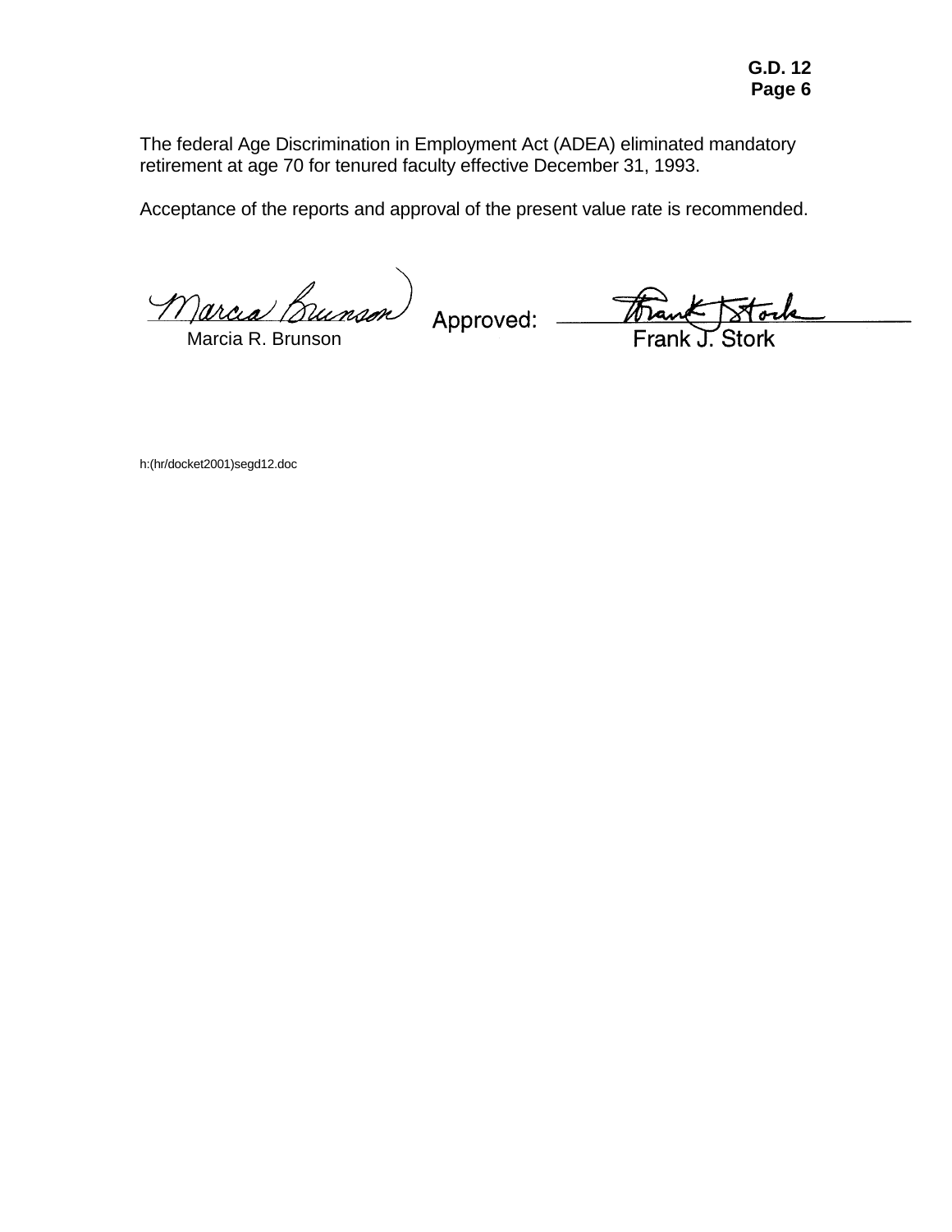The federal Age Discrimination in Employment Act (ADEA) eliminated mandatory retirement at age 70 for tenured faculty effective December 31, 1993.

Acceptance of the reports and approval of the present value rate is recommended.

Marcia R. Brunson

Approved: Frank J. Stork

h:(hr/docket2001)segd12.doc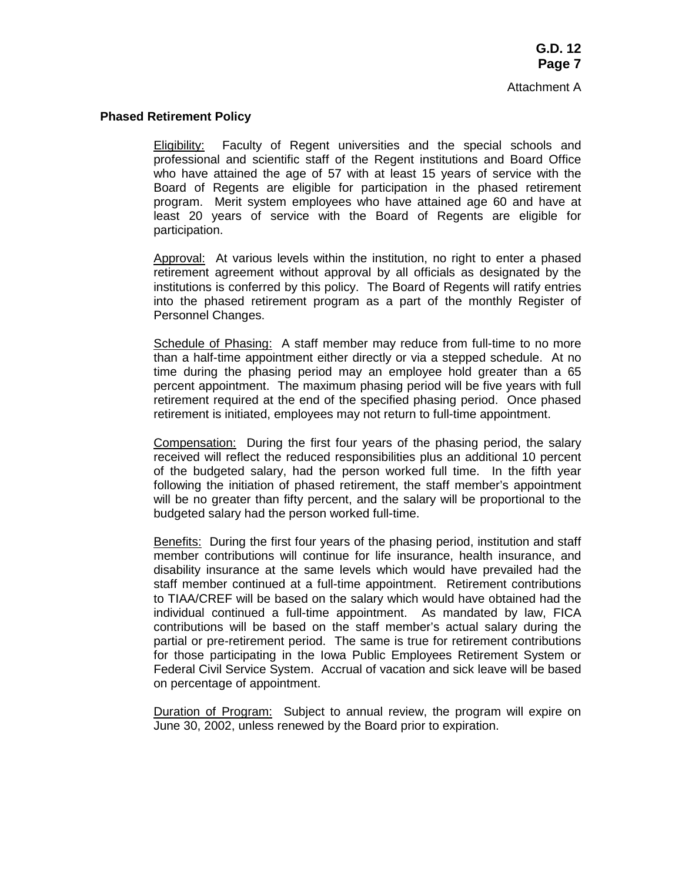Attachment A

**Phased Retirement Policy**

Eligibility: Faculty of Regent universities and the special schools and professional and scientific staff of the Regent institutions and Board Office who have attained the age of 57 with at least 15 years of service with the Board of Regents are eligible for participation in the phased retirement program. Merit system employees who have attained age 60 and have at least 20 years of service with the Board of Regents are eligible for participation.

Approval: At various levels within the institution, no right to enter a phased retirement agreement without approval by all officials as designated by the institutions is conferred by this policy. The Board of Regents will ratify entries into the phased retirement program as a part of the monthly Register of Personnel Changes.

Schedule of Phasing: A staff member may reduce from full-time to no more than a half-time appointment either directly or via a stepped schedule. At no time during the phasing period may an employee hold greater than a 65 percent appointment. The maximum phasing period will be five years with full retirement required at the end of the specified phasing period. Once phased retirement is initiated, employees may not return to full-time appointment.

Compensation: During the first four years of the phasing period, the salary received will reflect the reduced responsibilities plus an additional 10 percent of the budgeted salary, had the person worked full time. In the fifth year following the initiation of phased retirement, the staff member's appointment will be no greater than fifty percent, and the salary will be proportional to the budgeted salary had the person worked full-time.

Benefits: During the first four years of the phasing period, institution and staff member contributions will continue for life insurance, health insurance, and disability insurance at the same levels which would have prevailed had the staff member continued at a full-time appointment. Retirement contributions to TIAA/CREF will be based on the salary which would have obtained had the individual continued a full-time appointment. As mandated by law, FICA contributions will be based on the staff member's actual salary during the partial or pre-retirement period. The same is true for retirement contributions for those participating in the Iowa Public Employees Retirement System or Federal Civil Service System. Accrual of vacation and sick leave will be based on percentage of appointment.

Duration of Program: Subject to annual review, the program will expire on June 30, 2002, unless renewed by the Board prior to expiration.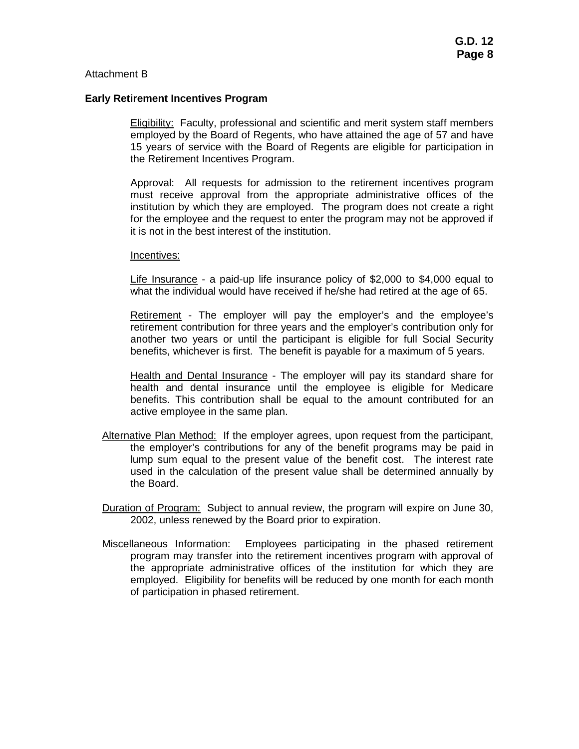Attachment B

**Early Retirement Incentives Program**

Eligibility: Faculty, professional and scientific and merit system staff members employed by the Board of Regents, who have attained the age of 57 and have 15 years of service with the Board of Regents are eligible for participation in the Retirement Incentives Program.

Approval: All requests for admission to the retirement incentives program must receive approval from the appropriate administrative offices of the institution by which they are employed. The program does not create a right for the employee and the request to enter the program may not be approved if it is not in the best interest of the institution.

Incentives:

Life Insurance - a paid-up life insurance policy of $2,000 to $4,000 equal to what the individual would have received if he/she had retired at the age of 65.

Retirement - The employer will pay the employer's and the employee's retirement contribution for three years and the employer's contribution only for another two years or until the participant is eligible for full Social Security benefits, whichever is first. The benefit is payable for a maximum of 5 years.

Health and Dental Insurance - The employer will pay its standard share for health and dental insurance until the employee is eligible for Medicare benefits. This contribution shall be equal to the amount contributed for an active employee in the same plan.

Alternative Plan Method: If the employer agrees, upon request from the participant, the employer's contributions for any of the benefit programs may be paid in lump sum equal to the present value of the benefit cost. The interest rate used in the calculation of the present value shall be determined annually by the Board.

Duration of Program: Subject to annual review, the program will expire on June 30, 2002, unless renewed by the Board prior to expiration.

Miscellaneous Information: Employees participating in the phased retirement program may transfer into the retirement incentives program with approval of the appropriate administrative offices of the institution for which they are employed. Eligibility for benefits will be reduced by one month for each month of participation in phased retirement.